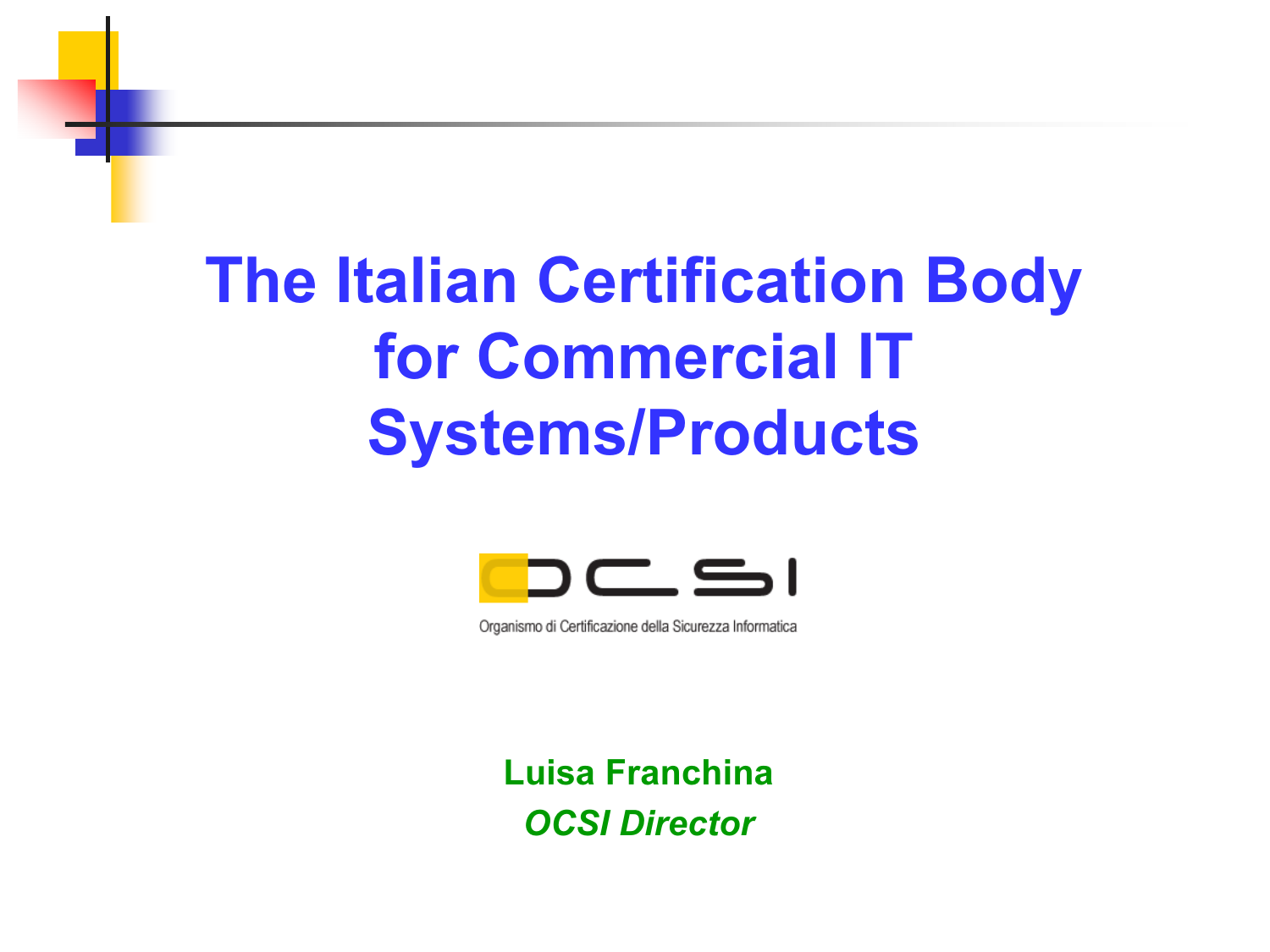# The Italian Certification Body for Commercial IT Systems/Products

OCSI

Organismo di Certificazione della Sicurezza Informatica

**Luisa Franchina**

***OCSI Director***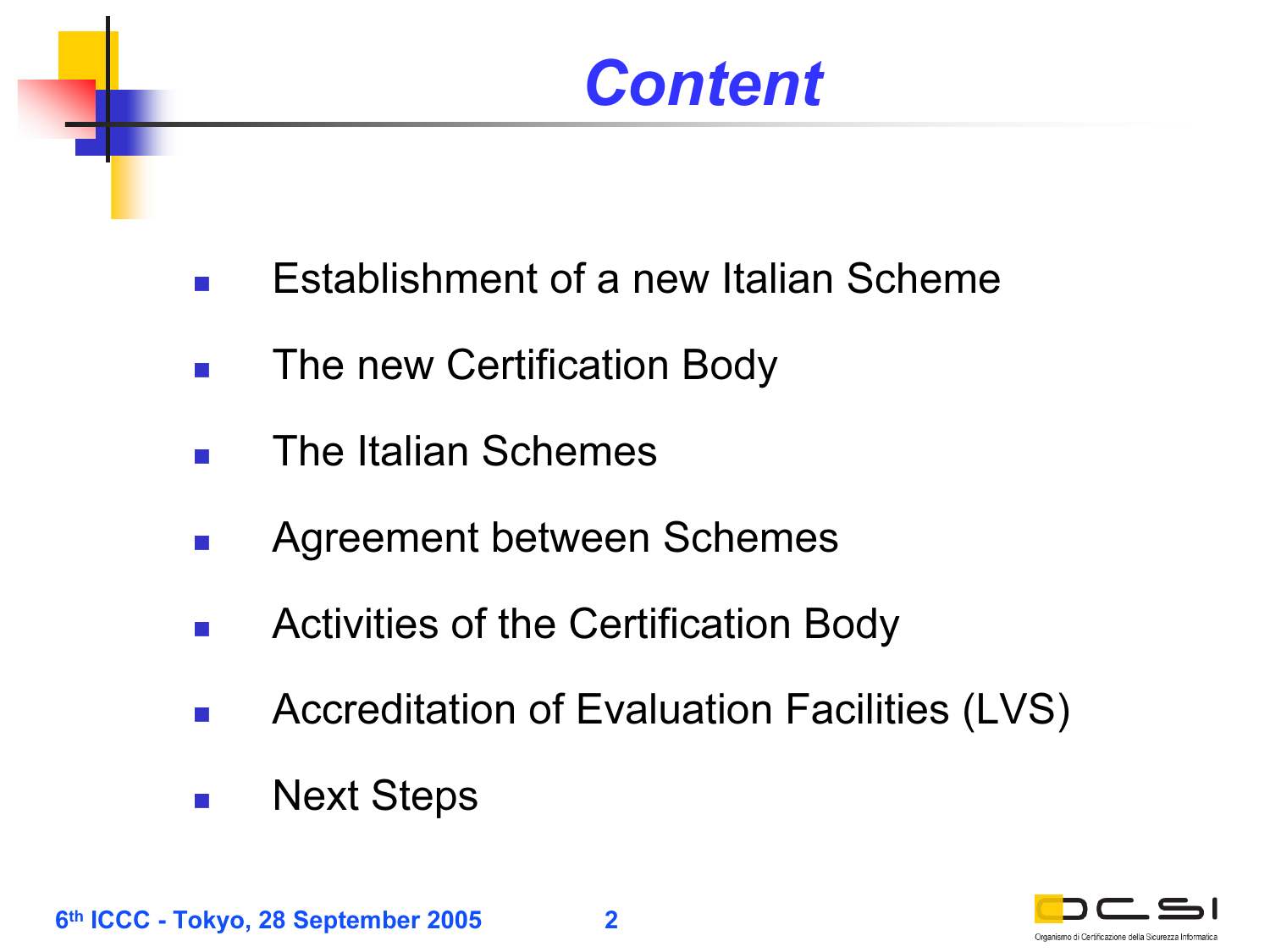# Content

- Establishment of a new Italian Scheme
- The new Certification Body
- The Italian Schemes
- Agreement between Schemes
- Activities of the Certification Body
- Accreditation of Evaluation Facilities (LVS)
- Next Steps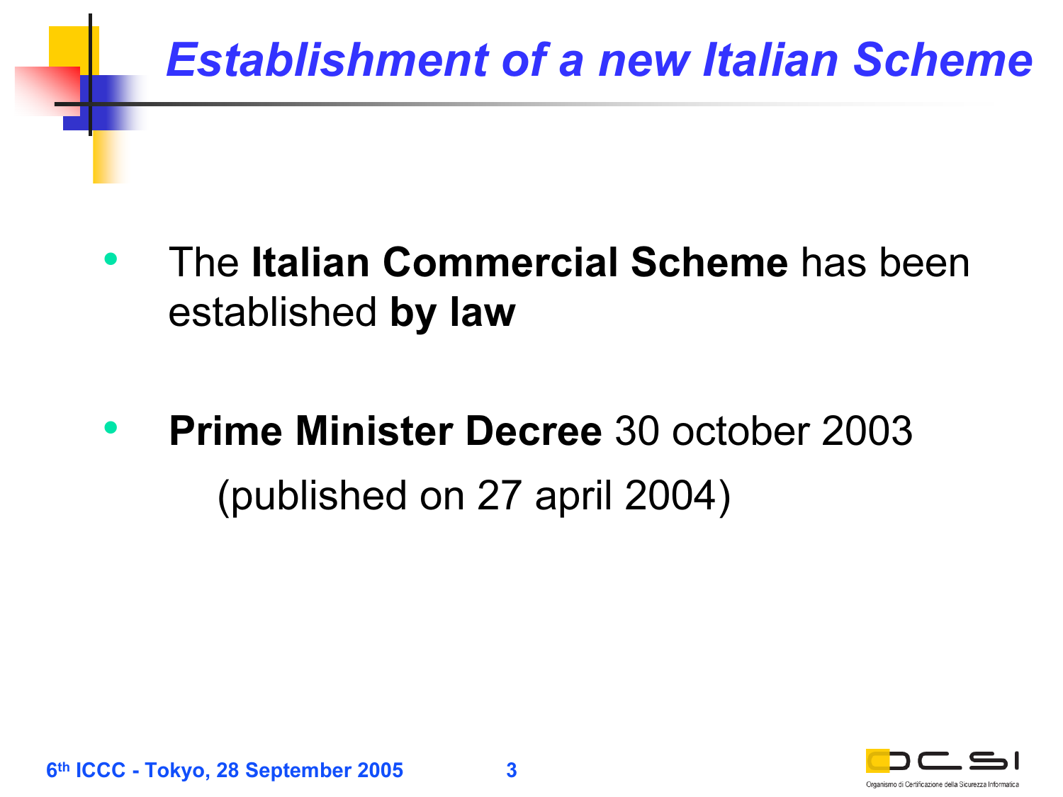# *Establishment of a new Italian Scheme*

- The **Italian Commercial Scheme** has been established **by law**

- **Prime Minister Decree** 30 october 2003
  (published on 27 april 2004)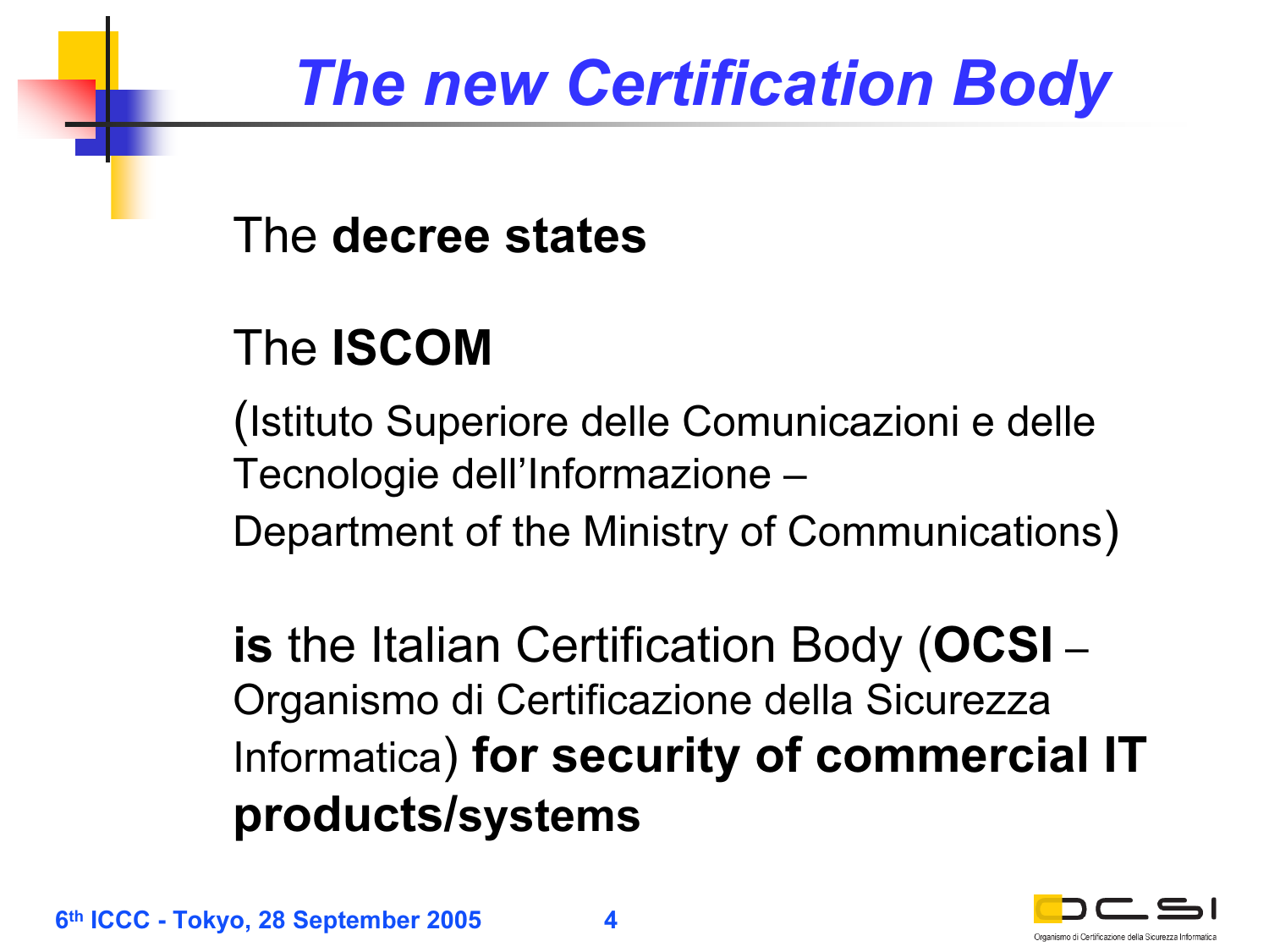# The new Certification Body

The **decree states**

The **ISCOM**

(Istituto Superiore delle Comunicazioni e delle Tecnologie dell'Informazione – Department of the Ministry of Communications)

**is** the Italian Certification Body (**OCSI** – Organismo di Certificazione della Sicurezza Informatica) **for security of commercial IT products/systems**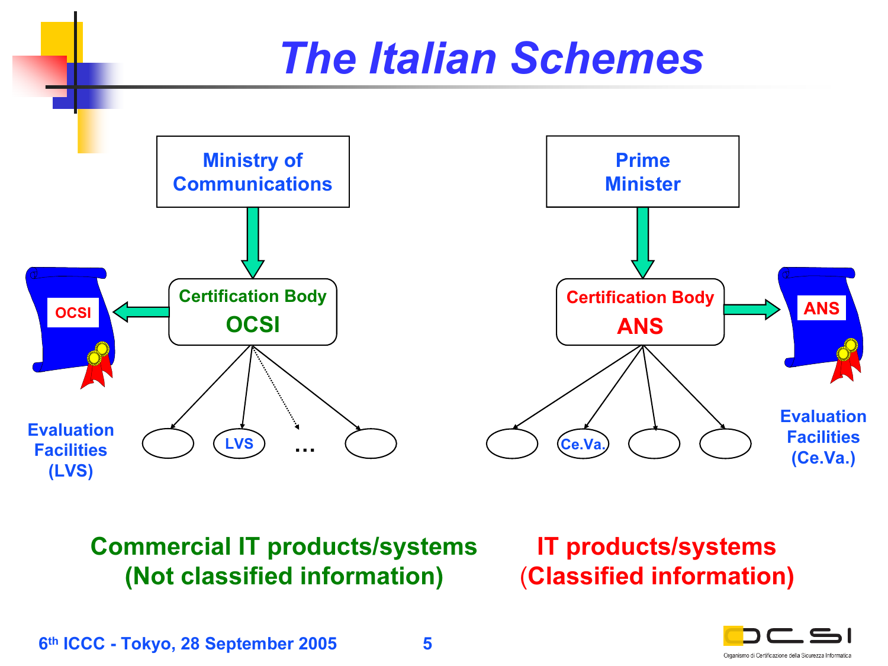# The Italian Schemes

Ministry of Communications

Certification Body
OCSI

OCSI

Evaluation Facilities (LVS)

LVS ...

Prime Minister

Certification Body
ANS

ANS

Ce.Va.

Evaluation Facilities (Ce.Va.)

**Commercial IT products/systems (Not classified information)**

**IT products/systems (Classified information)**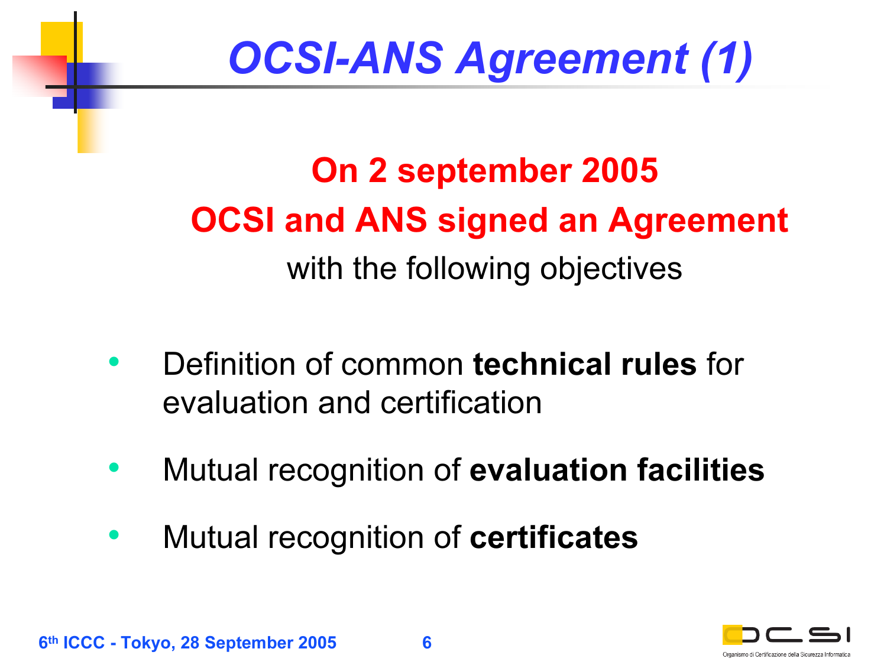# OCSI-ANS Agreement (1)

**On 2 september 2005**

**OCSI and ANS signed an Agreement**

with the following objectives

- Definition of common **technical rules** for evaluation and certification
- Mutual recognition of **evaluation facilities**
- Mutual recognition of **certificates**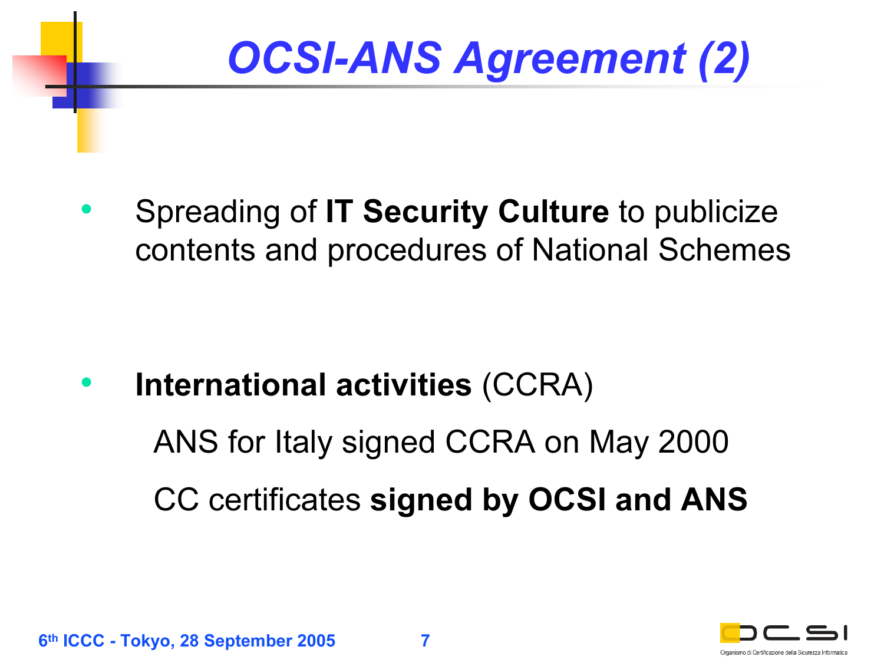# *OCSI-ANS Agreement (2)*

- Spreading of **IT Security Culture** to publicize contents and procedures of National Schemes

- **International activities** (CCRA)

  ANS for Italy signed CCRA on May 2000

  CC certificates **signed by OCSI and ANS**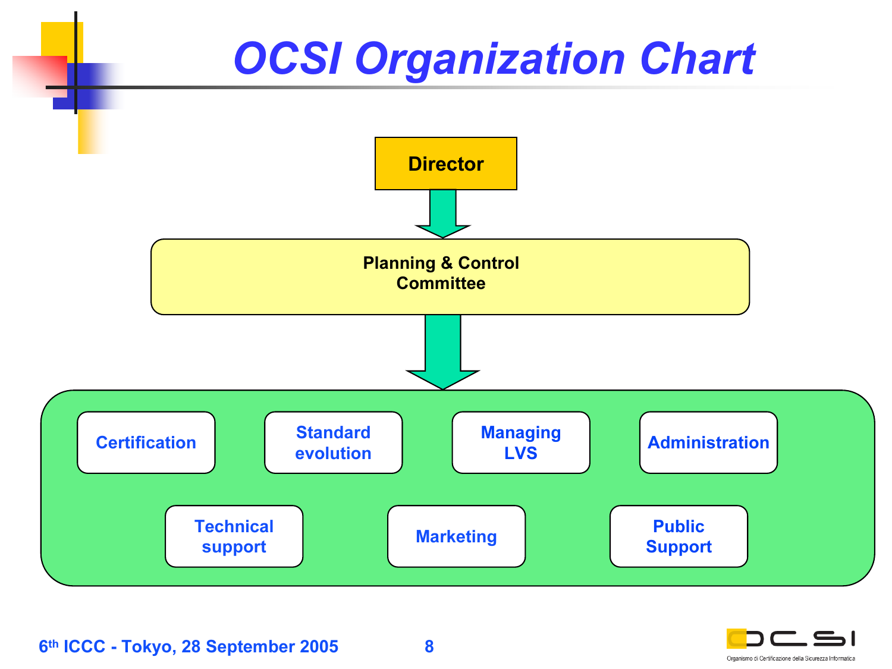# OCSI Organization Chart

- **Director**
  - **Planning & Control Committee**
    - Certification
    - Standard evolution
    - Managing LVS
    - Administration
    - Technical support
    - Marketing
    - Public Support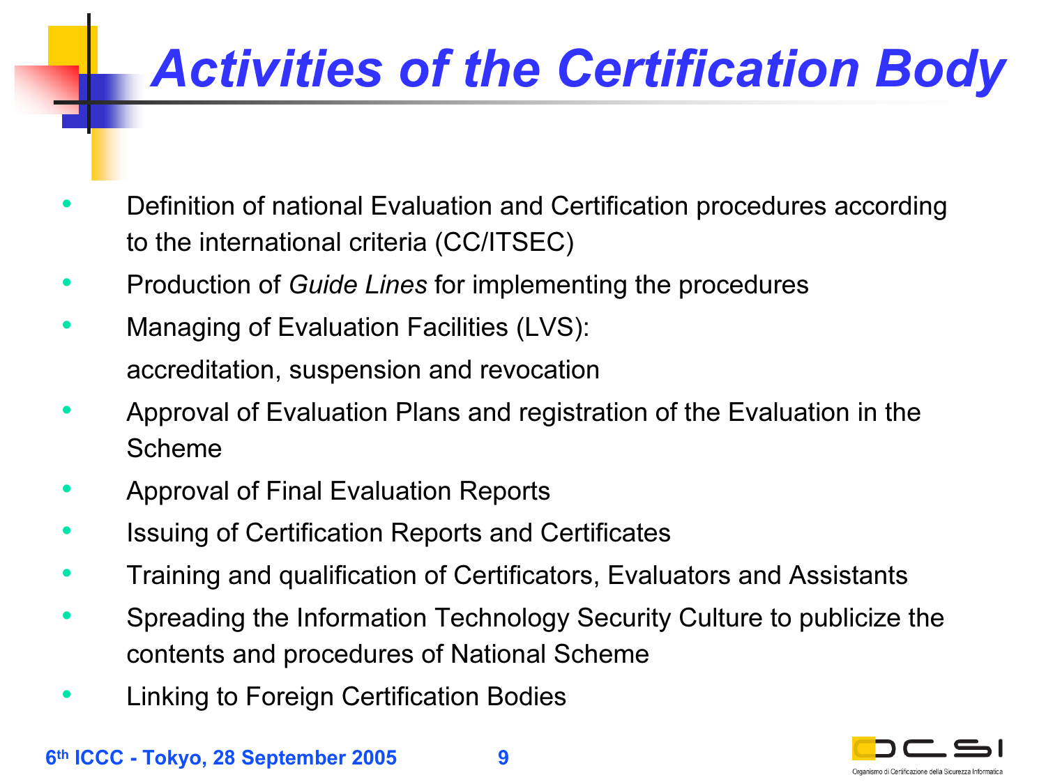# Activities of the Certification Body

- Definition of national Evaluation and Certification procedures according to the international criteria (CC/ITSEC)
- Production of *Guide Lines* for implementing the procedures
- Managing of Evaluation Facilities (LVS):
  accreditation, suspension and revocation
- Approval of Evaluation Plans and registration of the Evaluation in the Scheme
- Approval of Final Evaluation Reports
- Issuing of Certification Reports and Certificates
- Training and qualification of Certificators, Evaluators and Assistants
- Spreading the Information Technology Security Culture to publicize the contents and procedures of National Scheme
- Linking to Foreign Certification Bodies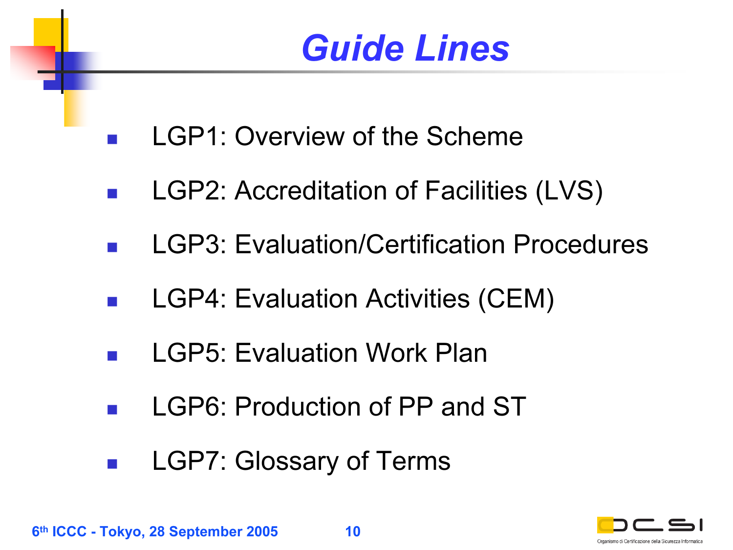# Guide Lines

- LGP1: Overview of the Scheme
- LGP2: Accreditation of Facilities (LVS)
- LGP3: Evaluation/Certification Procedures
- LGP4: Evaluation Activities (CEM)
- LGP5: Evaluation Work Plan
- LGP6: Production of PP and ST
- LGP7: Glossary of Terms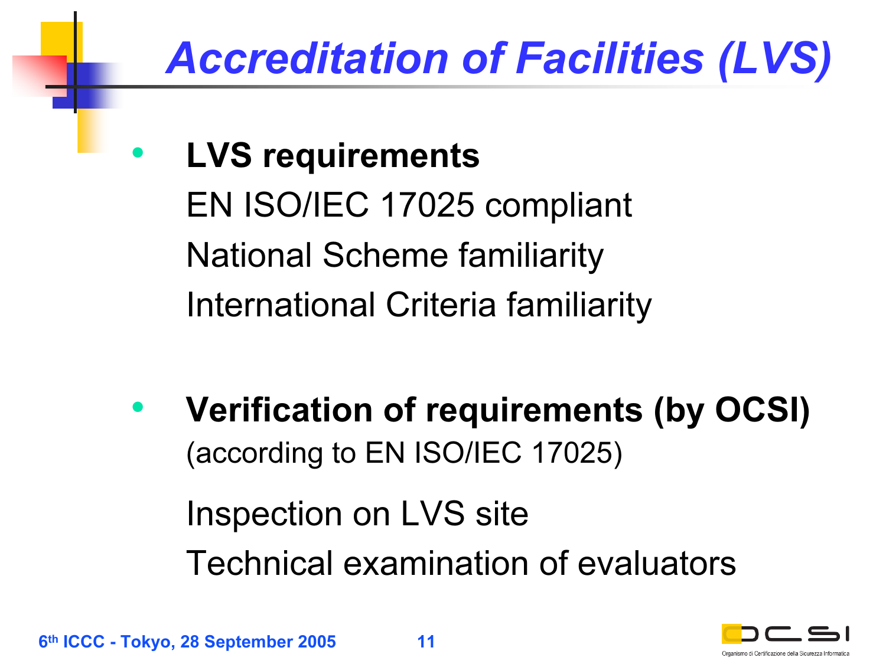# Accreditation of Facilities (LVS)

- **LVS requirements**

  EN ISO/IEC 17025 compliant

  National Scheme familiarity

  International Criteria familiarity

- **Verification of requirements (by OCSI)** (according to EN ISO/IEC 17025)

  Inspection on LVS site

  Technical examination of evaluators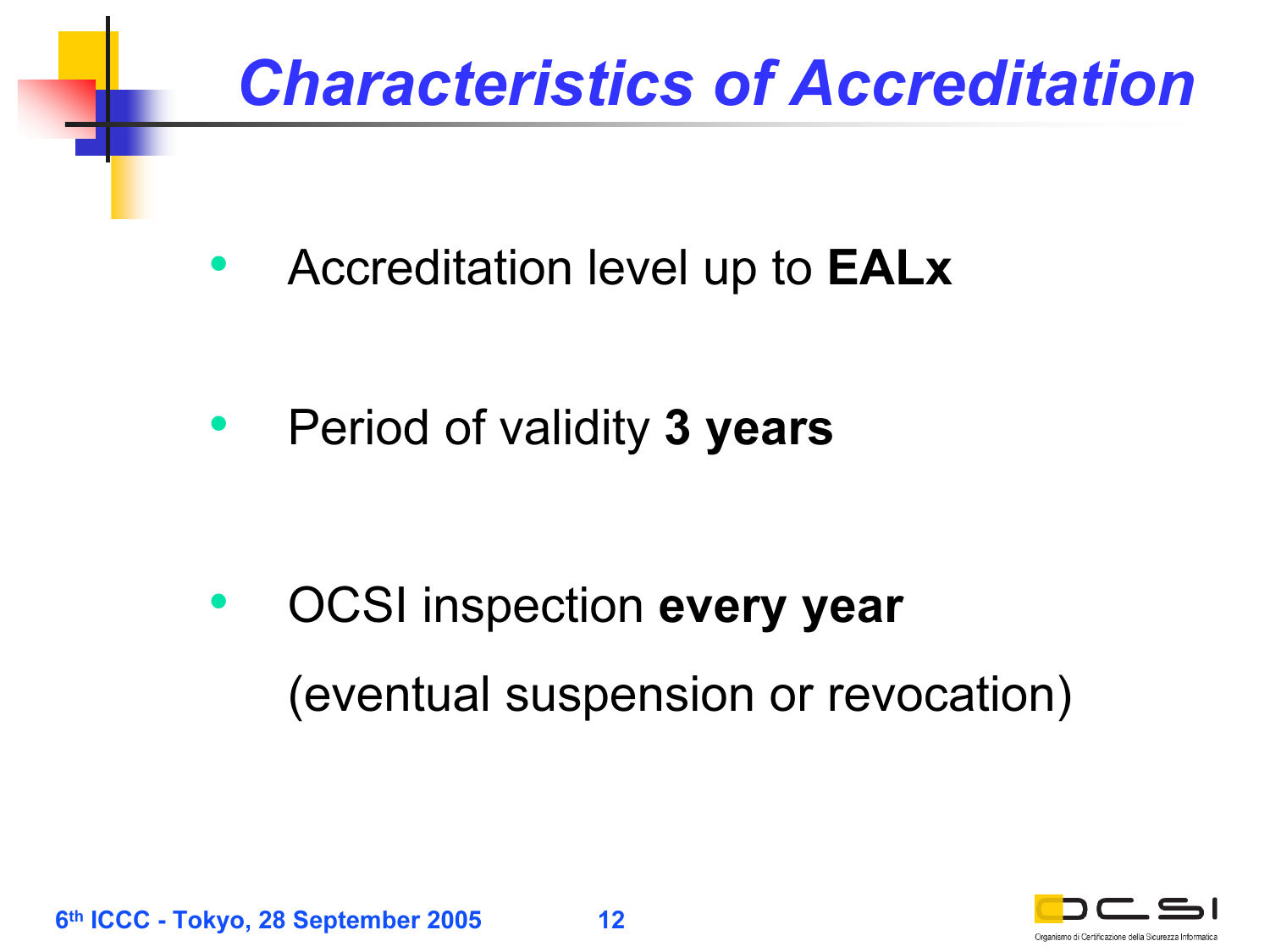# Characteristics of Accreditation

- Accreditation level up to **EALx**
- Period of validity **3 years**
- OCSI inspection **every year**
  (eventual suspension or revocation)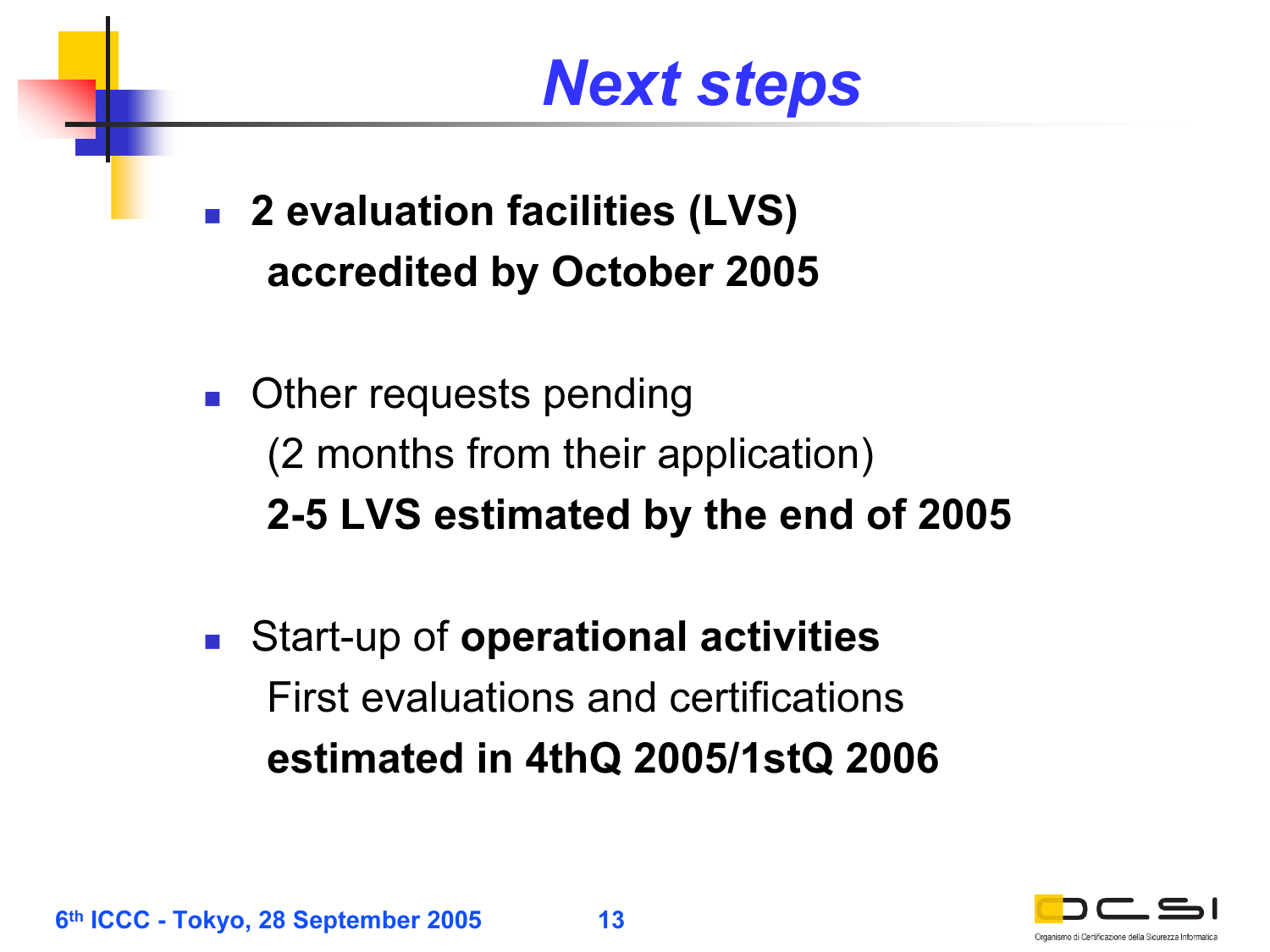# *Next steps*

- **2 evaluation facilities (LVS) accredited by October 2005**

- Other requests pending
  (2 months from their application)
  **2-5 LVS estimated by the end of 2005**

- Start-up of **operational activities**
  First evaluations and certifications
  **estimated in 4thQ 2005/1stQ 2006**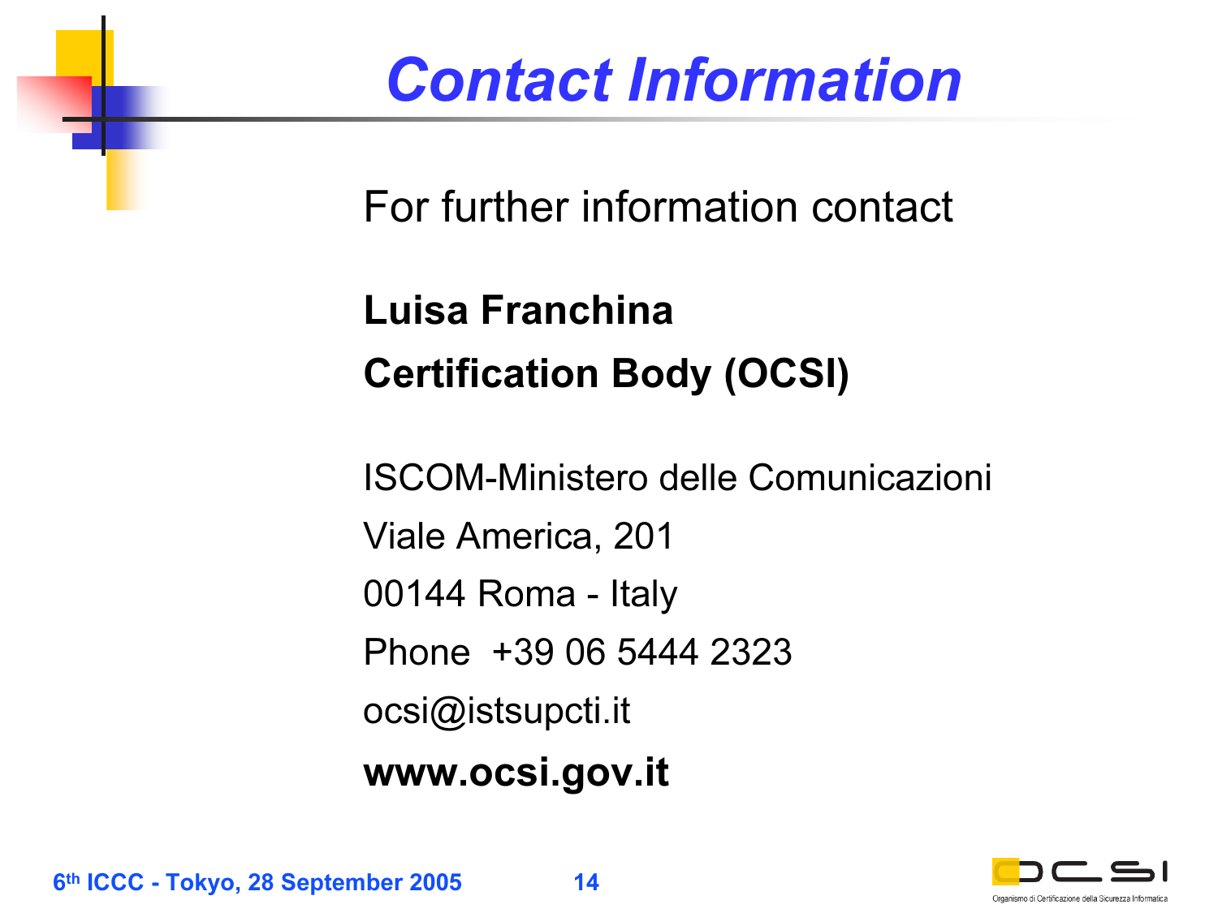# Contact Information

For further information contact

**Luisa Franchina**

**Certification Body (OCSI)**

ISCOM-Ministero delle Comunicazioni

Viale America, 201

00144 Roma - Italy

Phone +39 06 5444 2323

ocsi@istsupcti.it

**www.ocsi.gov.it**